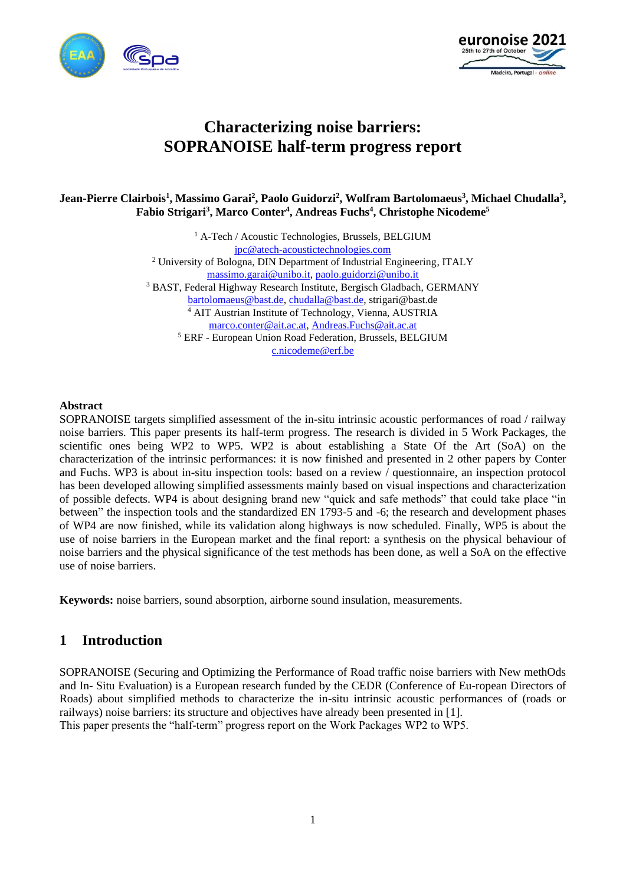# Characterizing noise barriers: SOPRANOISE half-term progress report

**Jean-Pierre Clairbois[1], Massimo Garai[2], Paolo Guidorzi[2], Wolfram Bartolomaeus[3], Michael Chudalla[3], Fabio Strigari[3], Marco Conter[4], Andreas Fuchs[4], Christophe Nicodeme[5]**

[1] A-Tech / Acoustic Technologies, Brussels, BELGIUM
jpc@atech-acoustictechnologies.com
[2] University of Bologna, DIN Department of Industrial Engineering, ITALY
massimo.garai@unibo.it, paolo.guidorzi@unibo.it
[3] BAST, Federal Highway Research Institute, Bergisch Gladbach, GERMANY
bartolomaeus@bast.de, chudalla@bast.de, strigari@bast.de
[4] AIT Austrian Institute of Technology, Vienna, AUSTRIA
marco.conter@ait.ac.at, Andreas.Fuchs@ait.ac.at
[5] ERF - European Union Road Federation, Brussels, BELGIUM
c.nicodeme@erf.be

## Abstract

SOPRANOISE targets simplified assessment of the in-situ intrinsic acoustic performances of road / railway noise barriers. This paper presents its half-term progress. The research is divided in 5 Work Packages, the scientific ones being WP2 to WP5. WP2 is about establishing a State Of the Art (SoA) on the characterization of the intrinsic performances: it is now finished and presented in 2 other papers by Conter and Fuchs. WP3 is about in-situ inspection tools: based on a review / questionnaire, an inspection protocol has been developed allowing simplified assessments mainly based on visual inspections and characterization of possible defects. WP4 is about designing brand new "quick and safe methods" that could take place "in between" the inspection tools and the standardized EN 1793-5 and -6; the research and development phases of WP4 are now finished, while its validation along highways is now scheduled. Finally, WP5 is about the use of noise barriers in the European market and the final report: a synthesis on the physical behaviour of noise barriers and the physical significance of the test methods has been done, as well a SoA on the effective use of noise barriers.

**Keywords:** noise barriers, sound absorption, airborne sound insulation, measurements.

## 1 Introduction

SOPRANOISE (Securing and Optimizing the Performance of Road traffic noise barriers with New methOds and In- Situ Evaluation) is a European research funded by the CEDR (Conference of Eu-ropean Directors of Roads) about simplified methods to characterize the in-situ intrinsic acoustic performances of (roads or railways) noise barriers: its structure and objectives have already been presented in [1].
This paper presents the "half-term" progress report on the Work Packages WP2 to WP5.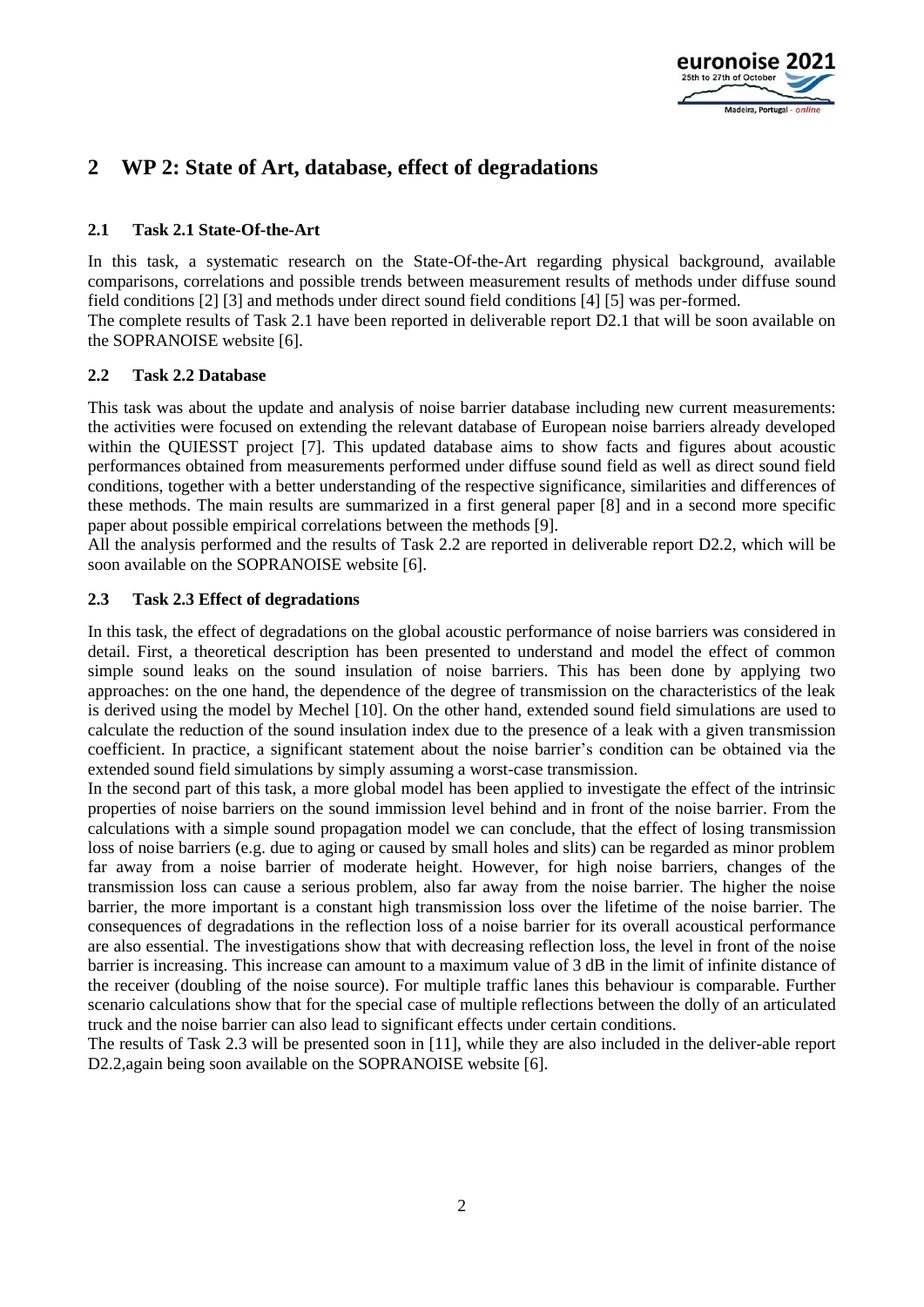# 2 WP 2: State of Art, database, effect of degradations

## 2.1 Task 2.1 State-Of-the-Art

In this task, a systematic research on the State-Of-the-Art regarding physical background, available comparisons, correlations and possible trends between measurement results of methods under diffuse sound field conditions [2] [3] and methods under direct sound field conditions [4] [5] was per-formed.
The complete results of Task 2.1 have been reported in deliverable report D2.1 that will be soon available on the SOPRANOISE website [6].

## 2.2 Task 2.2 Database

This task was about the update and analysis of noise barrier database including new current measurements: the activities were focused on extending the relevant database of European noise barriers already developed within the QUIESST project [7]. This updated database aims to show facts and figures about acoustic performances obtained from measurements performed under diffuse sound field as well as direct sound field conditions, together with a better understanding of the respective significance, similarities and differences of these methods. The main results are summarized in a first general paper [8] and in a second more specific paper about possible empirical correlations between the methods [9].
All the analysis performed and the results of Task 2.2 are reported in deliverable report D2.2, which will be soon available on the SOPRANOISE website [6].

## 2.3 Task 2.3 Effect of degradations

In this task, the effect of degradations on the global acoustic performance of noise barriers was considered in detail. First, a theoretical description has been presented to understand and model the effect of common simple sound leaks on the sound insulation of noise barriers. This has been done by applying two approaches: on the one hand, the dependence of the degree of transmission on the characteristics of the leak is derived using the model by Mechel [10]. On the other hand, extended sound field simulations are used to calculate the reduction of the sound insulation index due to the presence of a leak with a given transmission coefficient. In practice, a significant statement about the noise barrier's condition can be obtained via the extended sound field simulations by simply assuming a worst-case transmission.
In the second part of this task, a more global model has been applied to investigate the effect of the intrinsic properties of noise barriers on the sound immission level behind and in front of the noise barrier. From the calculations with a simple sound propagation model we can conclude, that the effect of losing transmission loss of noise barriers (e.g. due to aging or caused by small holes and slits) can be regarded as minor problem far away from a noise barrier of moderate height. However, for high noise barriers, changes of the transmission loss can cause a serious problem, also far away from the noise barrier. The higher the noise barrier, the more important is a constant high transmission loss over the lifetime of the noise barrier. The consequences of degradations in the reflection loss of a noise barrier for its overall acoustical performance are also essential. The investigations show that with decreasing reflection loss, the level in front of the noise barrier is increasing. This increase can amount to a maximum value of 3 dB in the limit of infinite distance of the receiver (doubling of the noise source). For multiple traffic lanes this behaviour is comparable. Further scenario calculations show that for the special case of multiple reflections between the dolly of an articulated truck and the noise barrier can also lead to significant effects under certain conditions.
The results of Task 2.3 will be presented soon in [11], while they are also included in the deliver-able report D2.2,again being soon available on the SOPRANOISE website [6].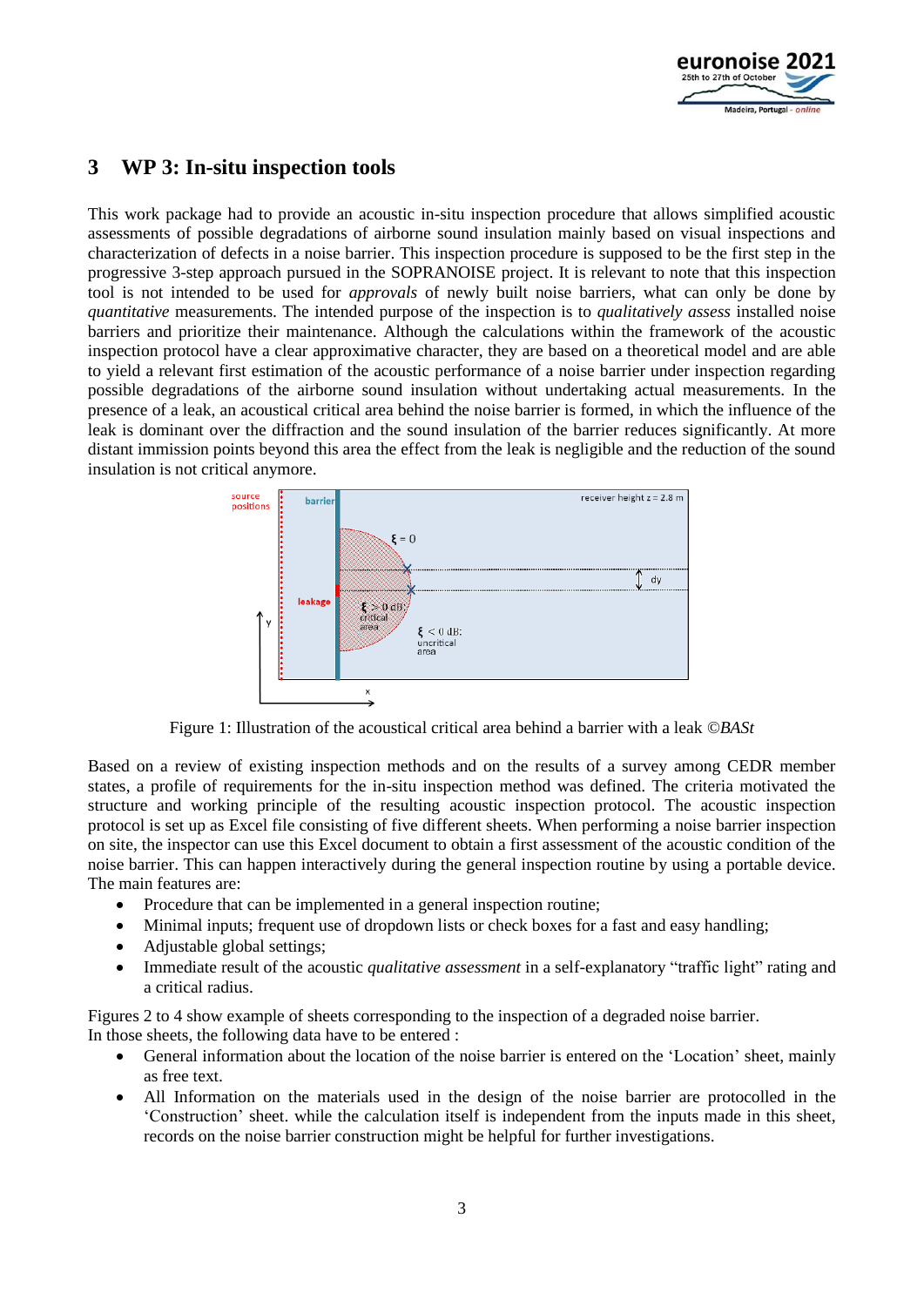## 3 WP 3: In-situ inspection tools

This work package had to provide an acoustic in-situ inspection procedure that allows simplified acoustic assessments of possible degradations of airborne sound insulation mainly based on visual inspections and characterization of defects in a noise barrier. This inspection procedure is supposed to be the first step in the progressive 3-step approach pursued in the SOPRANOISE project. It is relevant to note that this inspection tool is not intended to be used for *approvals* of newly built noise barriers, what can only be done by *quantitative* measurements. The intended purpose of the inspection is to *qualitatively assess* installed noise barriers and prioritize their maintenance. Although the calculations within the framework of the acoustic inspection protocol have a clear approximative character, they are based on a theoretical model and are able to yield a relevant first estimation of the acoustic performance of a noise barrier under inspection regarding possible degradations of the airborne sound insulation without undertaking actual measurements. In the presence of a leak, an acoustical critical area behind the noise barrier is formed, in which the influence of the leak is dominant over the diffraction and the sound insulation of the barrier reduces significantly. At more distant immission points beyond this area the effect from the leak is negligible and the reduction of the sound insulation is not critical anymore.

Figure 1: Illustration of the acoustical critical area behind a barrier with a leak *©BASt*

Based on a review of existing inspection methods and on the results of a survey among CEDR member states, a profile of requirements for the in-situ inspection method was defined. The criteria motivated the structure and working principle of the resulting acoustic inspection protocol. The acoustic inspection protocol is set up as Excel file consisting of five different sheets. When performing a noise barrier inspection on site, the inspector can use this Excel document to obtain a first assessment of the acoustic condition of the noise barrier. This can happen interactively during the general inspection routine by using a portable device. The main features are:

- Procedure that can be implemented in a general inspection routine;
- Minimal inputs; frequent use of dropdown lists or check boxes for a fast and easy handling;
- Adjustable global settings;
- Immediate result of the acoustic *qualitative assessment* in a self-explanatory “traffic light” rating and a critical radius.

Figures 2 to 4 show example of sheets corresponding to the inspection of a degraded noise barrier.
In those sheets, the following data have to be entered :

- General information about the location of the noise barrier is entered on the ‘Location’ sheet, mainly as free text.
- All Information on the materials used in the design of the noise barrier are protocolled in the ‘Construction’ sheet. while the calculation itself is independent from the inputs made in this sheet, records on the noise barrier construction might be helpful for further investigations.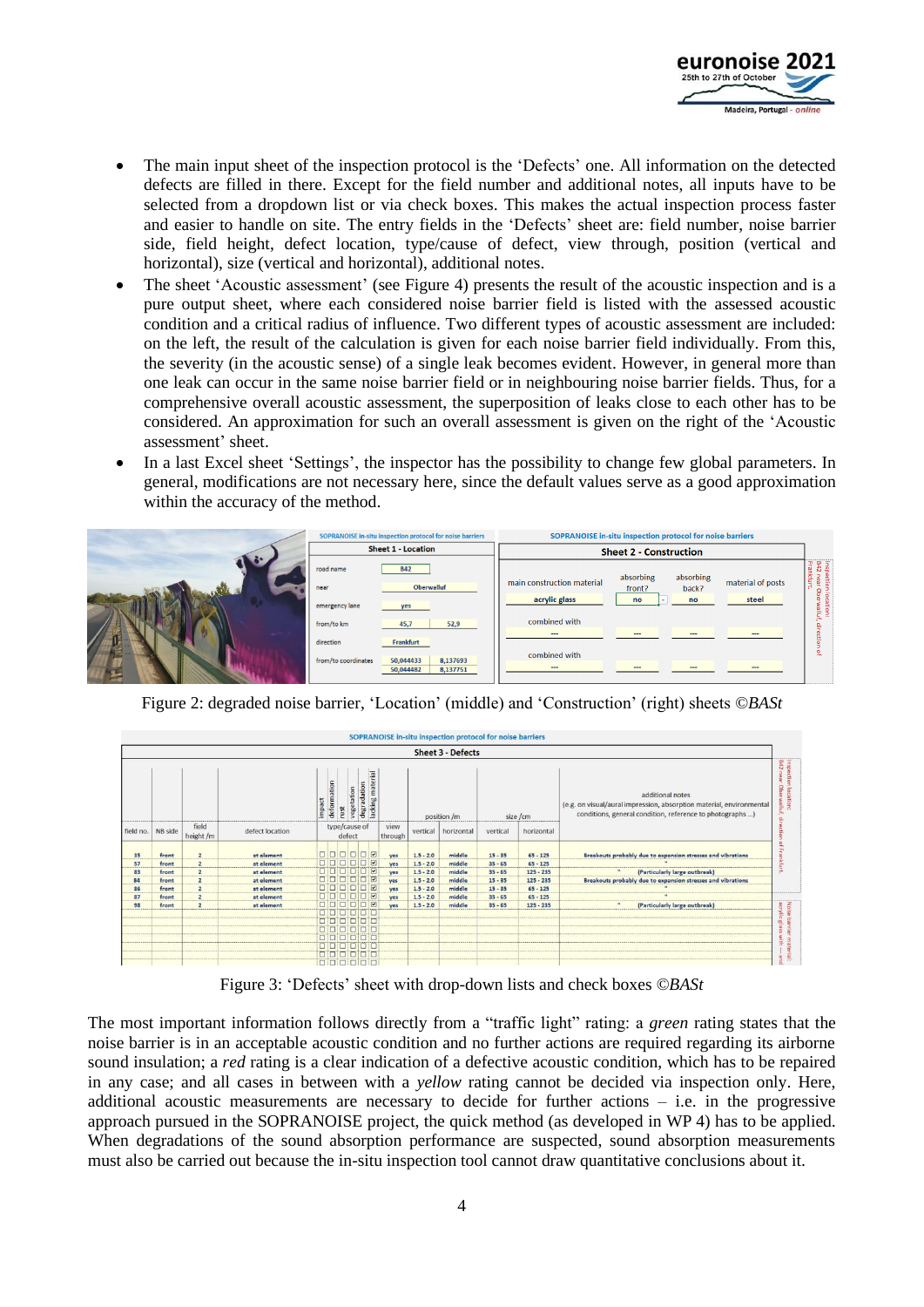- The main input sheet of the inspection protocol is the 'Defects' one. All information on the detected defects are filled in there. Except for the field number and additional notes, all inputs have to be selected from a dropdown list or via check boxes. This makes the actual inspection process faster and easier to handle on site. The entry fields in the 'Defects' sheet are: field number, noise barrier side, field height, defect location, type/cause of defect, view through, position (vertical and horizontal), size (vertical and horizontal), additional notes.
- The sheet 'Acoustic assessment' (see Figure 4) presents the result of the acoustic inspection and is a pure output sheet, where each considered noise barrier field is listed with the assessed acoustic condition and a critical radius of influence. Two different types of acoustic assessment are included: on the left, the result of the calculation is given for each noise barrier field individually. From this, the severity (in the acoustic sense) of a single leak becomes evident. However, in general more than one leak can occur in the same noise barrier field or in neighbouring noise barrier fields. Thus, for a comprehensive overall acoustic assessment, the superposition of leaks close to each other has to be considered. An approximation for such an overall assessment is given on the right of the 'Acoustic assessment' sheet.
- In a last Excel sheet 'Settings', the inspector has the possibility to change few global parameters. In general, modifications are not necessary here, since the default values serve as a good approximation within the accuracy of the method.

Figure 2: degraded noise barrier, 'Location' (middle) and 'Construction' (right) sheets ©*BASt*

Figure 3: 'Defects' sheet with drop-down lists and check boxes ©*BASt*

The most important information follows directly from a "traffic light" rating: a *green* rating states that the noise barrier is in an acceptable acoustic condition and no further actions are required regarding its airborne sound insulation; a *red* rating is a clear indication of a defective acoustic condition, which has to be repaired in any case; and all cases in between with a *yellow* rating cannot be decided via inspection only. Here, additional acoustic measurements are necessary to decide for further actions – i.e. in the progressive approach pursued in the SOPRANOISE project, the quick method (as developed in WP 4) has to be applied. When degradations of the sound absorption performance are suspected, sound absorption measurements must also be carried out because the in-situ inspection tool cannot draw quantitative conclusions about it.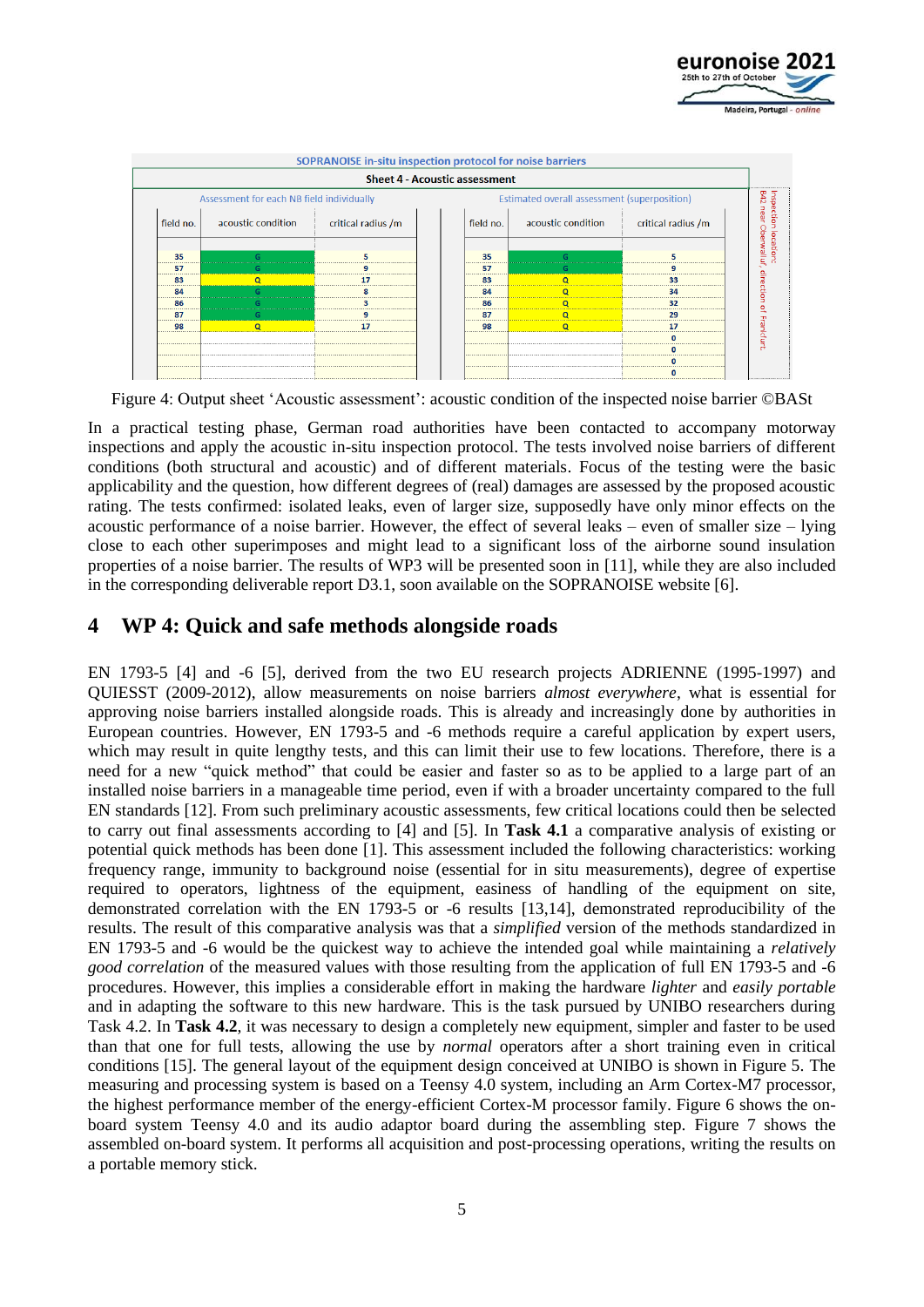| SOPRANOISE in-situ inspection protocol for noise barriers | | | | | | |
|---|---|---|---|---|---|---|
| **Sheet 4 - Acoustic assessment** | | | | | | |
| Assessment for each NB field individually | | | Estimated overall assessment (superposition) | | | Inspection location: B42 near Oberwalluf, direction of Frankfurt |
| field no. | acoustic condition | critical radius /m | field no. | acoustic condition | critical radius /m | |
| 35 | G | 5 | 35 | G | 5 | |
| 57 | G | 9 | 57 | G | 9 | |
| 83 | Q | 17 | 83 | Q | 33 | |
| 84 | G | 8 | 84 | Q | 34 | |
| 86 | G | 3 | 86 | Q | 32 | |
| 87 | G | 9 | 87 | Q | 29 | |
| 98 | Q | 17 | 98 | Q | 17 | |
| | | | | | 0 | |
| | | | | | 0 | |
| | | | | | 0 | |
| | | | | | 0 | |

Figure 4: Output sheet 'Acoustic assessment': acoustic condition of the inspected noise barrier ©BASt

In a practical testing phase, German road authorities have been contacted to accompany motorway inspections and apply the acoustic in-situ inspection protocol. The tests involved noise barriers of different conditions (both structural and acoustic) and of different materials. Focus of the testing were the basic applicability and the question, how different degrees of (real) damages are assessed by the proposed acoustic rating. The tests confirmed: isolated leaks, even of larger size, supposedly have only minor effects on the acoustic performance of a noise barrier. However, the effect of several leaks – even of smaller size – lying close to each other superimposes and might lead to a significant loss of the airborne sound insulation properties of a noise barrier. The results of WP3 will be presented soon in [11], while they are also included in the corresponding deliverable report D3.1, soon available on the SOPRANOISE website [6].

## 4 WP 4: Quick and safe methods alongside roads

EN 1793-5 [4] and -6 [5], derived from the two EU research projects ADRIENNE (1995-1997) and QUIESST (2009-2012), allow measurements on noise barriers *almost everywhere*, what is essential for approving noise barriers installed alongside roads. This is already and increasingly done by authorities in European countries. However, EN 1793-5 and -6 methods require a careful application by expert users, which may result in quite lengthy tests, and this can limit their use to few locations. Therefore, there is a need for a new "quick method" that could be easier and faster so as to be applied to a large part of an installed noise barriers in a manageable time period, even if with a broader uncertainty compared to the full EN standards [12]. From such preliminary acoustic assessments, few critical locations could then be selected to carry out final assessments according to [4] and [5]. In **Task 4.1** a comparative analysis of existing or potential quick methods has been done [1]. This assessment included the following characteristics: working frequency range, immunity to background noise (essential for in situ measurements), degree of expertise required to operators, lightness of the equipment, easiness of handling of the equipment on site, demonstrated correlation with the EN 1793-5 or -6 results [13,14], demonstrated reproducibility of the results. The result of this comparative analysis was that a *simplified* version of the methods standardized in EN 1793-5 and -6 would be the quickest way to achieve the intended goal while maintaining a *relatively good correlation* of the measured values with those resulting from the application of full EN 1793-5 and -6 procedures. However, this implies a considerable effort in making the hardware *lighter* and *easily portable* and in adapting the software to this new hardware. This is the task pursued by UNIBO researchers during Task 4.2. In **Task 4.2**, it was necessary to design a completely new equipment, simpler and faster to be used than that one for full tests, allowing the use by *normal* operators after a short training even in critical conditions [15]. The general layout of the equipment design conceived at UNIBO is shown in Figure 5. The measuring and processing system is based on a Teensy 4.0 system, including an Arm Cortex-M7 processor, the highest performance member of the energy-efficient Cortex-M processor family. Figure 6 shows the on-board system Teensy 4.0 and its audio adaptor board during the assembling step. Figure 7 shows the assembled on-board system. It performs all acquisition and post-processing operations, writing the results on a portable memory stick.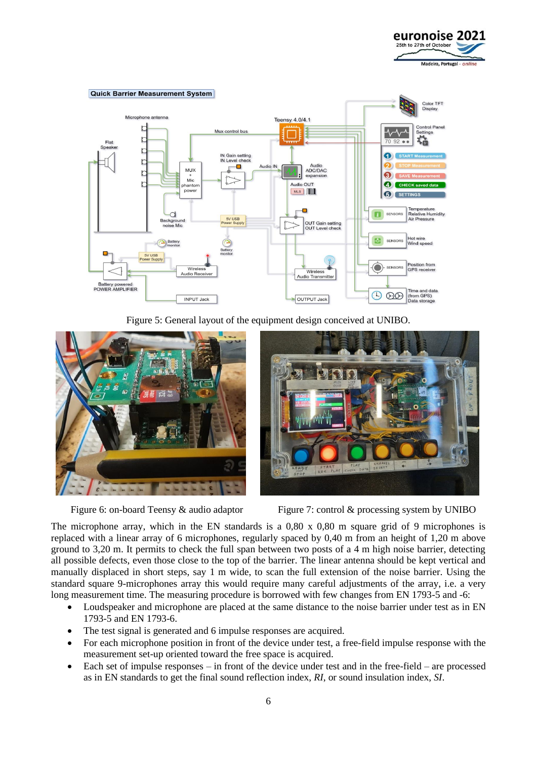Figure 5: General layout of the equipment design conceived at UNIBO.

Figure 6: on-board Teensy & audio adaptor

Figure 7: control & processing system by UNIBO

The microphone array, which in the EN standards is a 0,80 x 0,80 m square grid of 9 microphones is replaced with a linear array of 6 microphones, regularly spaced by 0,40 m from an height of 1,20 m above ground to 3,20 m. It permits to check the full span between two posts of a 4 m high noise barrier, detecting all possible defects, even those close to the top of the barrier. The linear antenna should be kept vertical and manually displaced in short steps, say 1 m wide, to scan the full extension of the noise barrier. Using the standard square 9-microphones array this would require many careful adjustments of the array, i.e. a very long measurement time. The measuring procedure is borrowed with few changes from EN 1793-5 and -6:

- Loudspeaker and microphone are placed at the same distance to the noise barrier under test as in EN 1793-5 and EN 1793-6.
- The test signal is generated and 6 impulse responses are acquired.
- For each microphone position in front of the device under test, a free-field impulse response with the measurement set-up oriented toward the free space is acquired.
- Each set of impulse responses – in front of the device under test and in the free-field – are processed as in EN standards to get the final sound reflection index, *RI*, or sound insulation index, *SI*.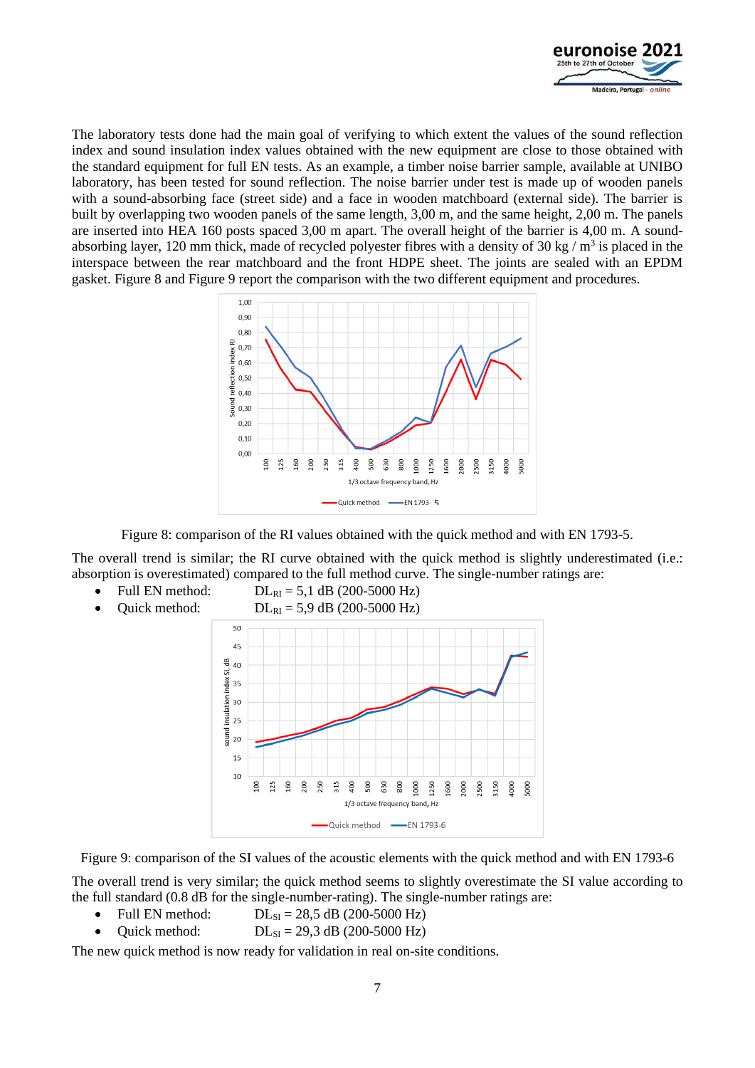The laboratory tests done had the main goal of verifying to which extent the values of the sound reflection index and sound insulation index values obtained with the new equipment are close to those obtained with the standard equipment for full EN tests. As an example, a timber noise barrier sample, available at UNIBO laboratory, has been tested for sound reflection. The noise barrier under test is made up of wooden panels with a sound-absorbing face (street side) and a face in wooden matchboard (external side). The barrier is built by overlapping two wooden panels of the same length, 3,00 m, and the same height, 2,00 m. The panels are inserted into HEA 160 posts spaced 3,00 m apart. The overall height of the barrier is 4,00 m. A sound-absorbing layer, 120 mm thick, made of recycled polyester fibres with a density of 30 kg / m$^3$ is placed in the interspace between the rear matchboard and the front HDPE sheet. The joints are sealed with an EPDM gasket. Figure 8 and Figure 9 report the comparison with the two different equipment and procedures.

Figure 8: comparison of the RI values obtained with the quick method and with EN 1793-5.

The overall trend is similar; the RI curve obtained with the quick method is slightly underestimated (i.e.: absorption is overestimated) compared to the full method curve. The single-number ratings are:

- Full EN method: $DL_{RI}$ = 5,1 dB (200-5000 Hz)
- Quick method: $DL_{RI}$ = 5,9 dB (200-5000 Hz)

Figure 9: comparison of the SI values of the acoustic elements with the quick method and with EN 1793-6

The overall trend is very similar; the quick method seems to slightly overestimate the SI value according to the full standard (0.8 dB for the single-number-rating). The single-number ratings are:

- Full EN method: $DL_{SI}$ = 28,5 dB (200-5000 Hz)
- Quick method: $DL_{SI}$ = 29,3 dB (200-5000 Hz)

The new quick method is now ready for validation in real on-site conditions.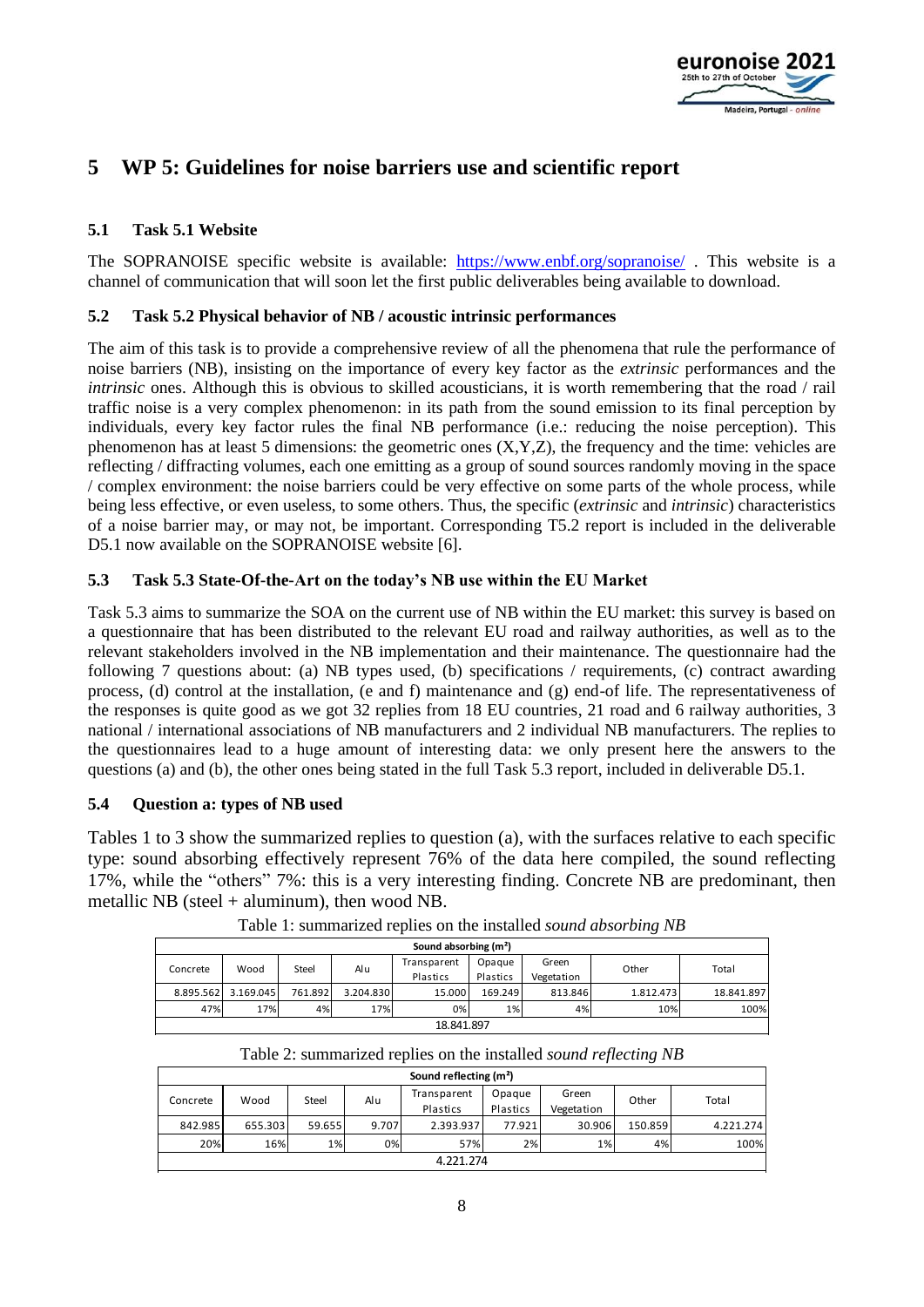# 5 WP 5: Guidelines for noise barriers use and scientific report

## 5.1 Task 5.1 Website

The SOPRANOISE specific website is available: https://www.enbf.org/sopranoise/ . This website is a channel of communication that will soon let the first public deliverables being available to download.

## 5.2 Task 5.2 Physical behavior of NB / acoustic intrinsic performances

The aim of this task is to provide a comprehensive review of all the phenomena that rule the performance of noise barriers (NB), insisting on the importance of every key factor as the *extrinsic* performances and the *intrinsic* ones. Although this is obvious to skilled acousticians, it is worth remembering that the road / rail traffic noise is a very complex phenomenon: in its path from the sound emission to its final perception by individuals, every key factor rules the final NB performance (i.e.: reducing the noise perception). This phenomenon has at least 5 dimensions: the geometric ones (X,Y,Z), the frequency and the time: vehicles are reflecting / diffracting volumes, each one emitting as a group of sound sources randomly moving in the space / complex environment: the noise barriers could be very effective on some parts of the whole process, while being less effective, or even useless, to some others. Thus, the specific (*extrinsic* and *intrinsic*) characteristics of a noise barrier may, or may not, be important. Corresponding T5.2 report is included in the deliverable D5.1 now available on the SOPRANOISE website [6].

## 5.3 Task 5.3 State-Of-the-Art on the today's NB use within the EU Market

Task 5.3 aims to summarize the SOA on the current use of NB within the EU market: this survey is based on a questionnaire that has been distributed to the relevant EU road and railway authorities, as well as to the relevant stakeholders involved in the NB implementation and their maintenance. The questionnaire had the following 7 questions about: (a) NB types used, (b) specifications / requirements, (c) contract awarding process, (d) control at the installation, (e and f) maintenance and (g) end-of life. The representativeness of the responses is quite good as we got 32 replies from 18 EU countries, 21 road and 6 railway authorities, 3 national / international associations of NB manufacturers and 2 individual NB manufacturers. The replies to the questionnaires lead to a huge amount of interesting data: we only present here the answers to the questions (a) and (b), the other ones being stated in the full Task 5.3 report, included in deliverable D5.1.

## 5.4 Question a: types of NB used

Tables 1 to 3 show the summarized replies to question (a), with the surfaces relative to each specific type: sound absorbing effectively represent 76% of the data here compiled, the sound reflecting 17%, while the "others" 7%: this is a very interesting finding. Concrete NB are predominant, then metallic NB (steel + aluminum), then wood NB.

Table 1: summarized replies on the installed *sound absorbing NB*

| Sound absorbing (m²) | | | | | | | | |
|---|---|---|---|---|---|---|---|---|
| Concrete | Wood | Steel | Alu | Transparent Plastics | Opaque Plastics | Green Vegetation | Other | Total |
| 8.895.562 | 3.169.045 | 761.892 | 3.204.830 | 15.000 | 169.249 | 813.846 | 1.812.473 | 18.841.897 |
| 47% | 17% | 4% | 17% | 0% | 1% | 4% | 10% | 100% |
| 18.841.897 | | | | | | | | |

Table 2: summarized replies on the installed *sound reflecting NB*

| Sound reflecting (m²) | | | | | | | | |
|---|---|---|---|---|---|---|---|---|
| Concrete | Wood | Steel | Alu | Transparent Plastics | Opaque Plastics | Green Vegetation | Other | Total |
| 842.985 | 655.303 | 59.655 | 9.707 | 2.393.937 | 77.921 | 30.906 | 150.859 | 4.221.274 |
| 20% | 16% | 1% | 0% | 57% | 2% | 1% | 4% | 100% |
| 4.221.274 | | | | | | | | |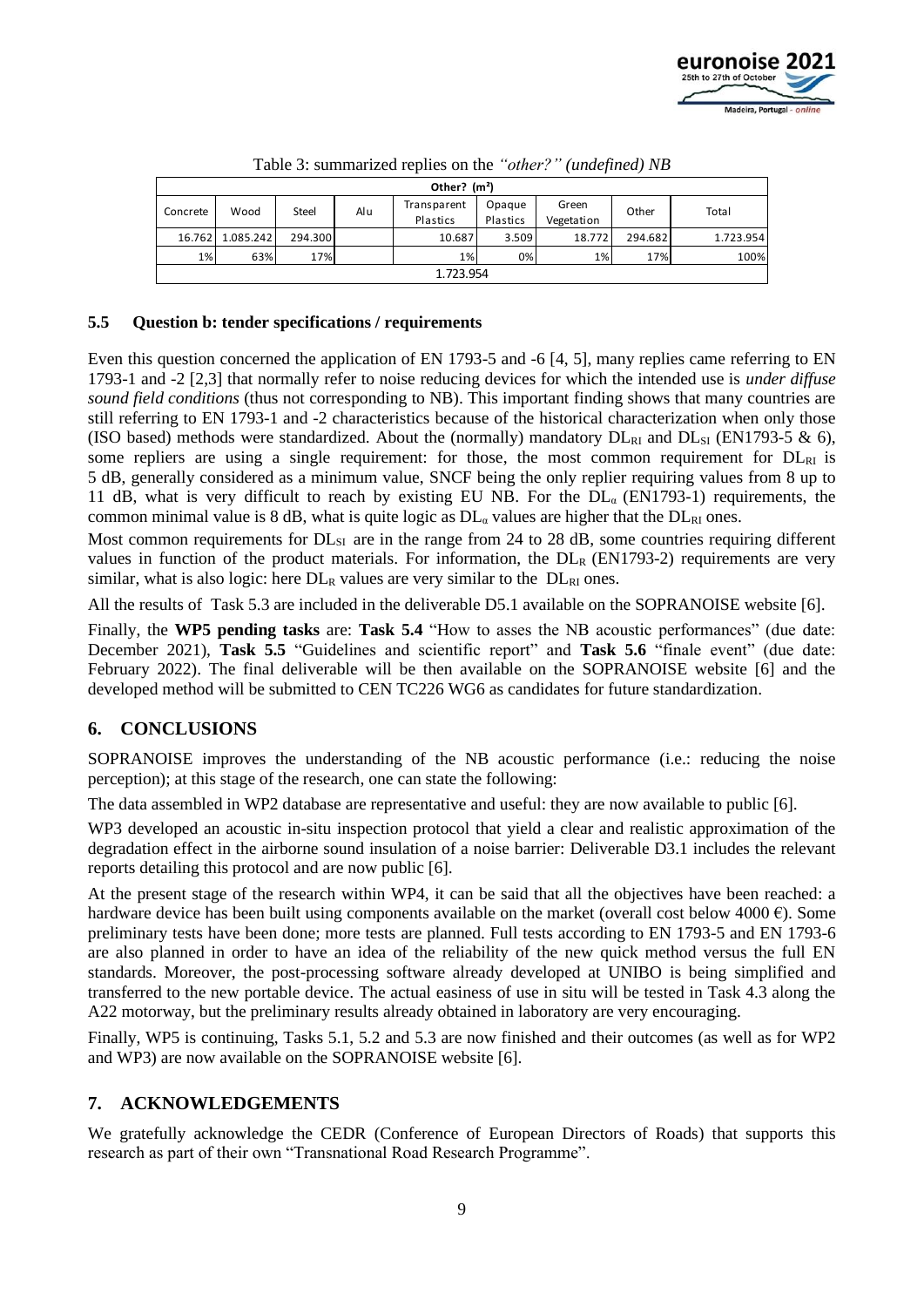Table 3: summarized replies on the *"other?" (undefined) NB*

| Other? (m²) | | | | | | | | |
|---|---|---|---|---|---|---|---|---|
| Concrete | Wood | Steel | Alu | Transparent Plastics | Opaque Plastics | Green Vegetation | Other | Total |
| 16.762 | 1.085.242 | 294.300 | | 10.687 | 3.509 | 18.772 | 294.682 | 1.723.954 |
| 1% | 63% | 17% | | 1% | 0% | 1% | 17% | 100% |
| 1.723.954 | | | | | | | | |

### 5.5 Question b: tender specifications / requirements

Even this question concerned the application of EN 1793-5 and -6 [4, 5], many replies came referring to EN 1793-1 and -2 [2,3] that normally refer to noise reducing devices for which the intended use is *under diffuse sound field conditions* (thus not corresponding to NB). This important finding shows that many countries are still referring to EN 1793-1 and -2 characteristics because of the historical characterization when only those (ISO based) methods were standardized. About the (normally) mandatory $DL_{RI}$ and $DL_{SI}$ (EN1793-5 & 6), some repliers are using a single requirement: for those, the most common requirement for $DL_{RI}$ is 5 dB, generally considered as a minimum value, SNCF being the only replier requiring values from 8 up to 11 dB, what is very difficult to reach by existing EU NB. For the $DL_{\alpha}$ (EN1793-1) requirements, the common minimal value is 8 dB, what is quite logic as $DL_{\alpha}$ values are higher that the $DL_{RI}$ ones.

Most common requirements for $DL_{SI}$ are in the range from 24 to 28 dB, some countries requiring different values in function of the product materials. For information, the $DL_{R}$ (EN1793-2) requirements are very similar, what is also logic: here $DL_{R}$ values are very similar to the $DL_{RI}$ ones.

All the results of Task 5.3 are included in the deliverable D5.1 available on the SOPRANOISE website [6].

Finally, the **WP5 pending tasks** are: **Task 5.4** "How to asses the NB acoustic performances" (due date: December 2021), **Task 5.5** "Guidelines and scientific report" and **Task 5.6** "finale event" (due date: February 2022). The final deliverable will be then available on the SOPRANOISE website [6] and the developed method will be submitted to CEN TC226 WG6 as candidates for future standardization.

## 6. CONCLUSIONS

SOPRANOISE improves the understanding of the NB acoustic performance (i.e.: reducing the noise perception); at this stage of the research, one can state the following:

The data assembled in WP2 database are representative and useful: they are now available to public [6].

WP3 developed an acoustic in-situ inspection protocol that yield a clear and realistic approximation of the degradation effect in the airborne sound insulation of a noise barrier: Deliverable D3.1 includes the relevant reports detailing this protocol and are now public [6].

At the present stage of the research within WP4, it can be said that all the objectives have been reached: a hardware device has been built using components available on the market (overall cost below 4000 €). Some preliminary tests have been done; more tests are planned. Full tests according to EN 1793-5 and EN 1793-6 are also planned in order to have an idea of the reliability of the new quick method versus the full EN standards. Moreover, the post-processing software already developed at UNIBO is being simplified and transferred to the new portable device. The actual easiness of use in situ will be tested in Task 4.3 along the A22 motorway, but the preliminary results already obtained in laboratory are very encouraging.

Finally, WP5 is continuing, Tasks 5.1, 5.2 and 5.3 are now finished and their outcomes (as well as for WP2 and WP3) are now available on the SOPRANOISE website [6].

## 7. ACKNOWLEDGEMENTS

We gratefully acknowledge the CEDR (Conference of European Directors of Roads) that supports this research as part of their own "Transnational Road Research Programme".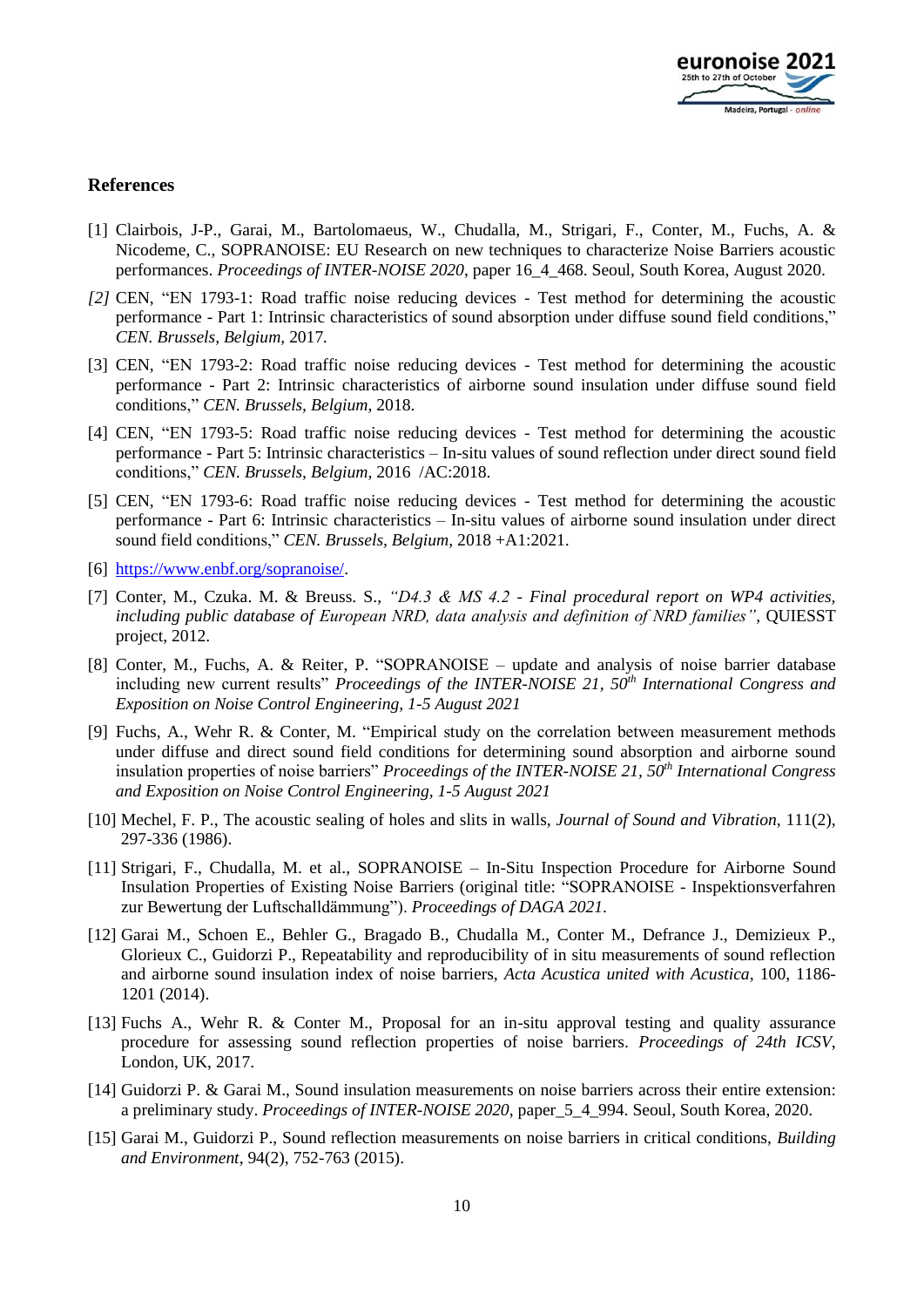## References

[1] Clairbois, J-P., Garai, M., Bartolomaeus, W., Chudalla, M., Strigari, F., Conter, M., Fuchs, A. & Nicodeme, C., SOPRANOISE: EU Research on new techniques to characterize Noise Barriers acoustic performances. *Proceedings of INTER-NOISE 2020*, paper 16_4_468. Seoul, South Korea, August 2020.

*[2]* CEN, "EN 1793-1: Road traffic noise reducing devices - Test method for determining the acoustic performance - Part 1: Intrinsic characteristics of sound absorption under diffuse sound field conditions," *CEN. Brussels, Belgium,* 2017.

[3] CEN, "EN 1793-2: Road traffic noise reducing devices - Test method for determining the acoustic performance - Part 2: Intrinsic characteristics of airborne sound insulation under diffuse sound field conditions," *CEN. Brussels, Belgium,* 2018.

[4] CEN, "EN 1793-5: Road traffic noise reducing devices - Test method for determining the acoustic performance - Part 5: Intrinsic characteristics – In-situ values of sound reflection under direct sound field conditions," *CEN. Brussels, Belgium,* 2016 /AC:2018.

[5] CEN, "EN 1793-6: Road traffic noise reducing devices - Test method for determining the acoustic performance - Part 6: Intrinsic characteristics – In-situ values of airborne sound insulation under direct sound field conditions," *CEN. Brussels, Belgium,* 2018 +A1:2021.

[6] https://www.enbf.org/sopranoise/.

[7] Conter, M., Czuka. M. & Breuss. S., *"D4.3 & MS 4.2 - Final procedural report on WP4 activities, including public database of European NRD, data analysis and definition of NRD families"*, QUIESST project, 2012.

[8] Conter, M., Fuchs, A. & Reiter, P. "SOPRANOISE – update and analysis of noise barrier database including new current results" *Proceedings of the INTER-NOISE 21, 50th International Congress and Exposition on Noise Control Engineering, 1-5 August 2021*

[9] Fuchs, A., Wehr R. & Conter, M. "Empirical study on the correlation between measurement methods under diffuse and direct sound field conditions for determining sound absorption and airborne sound insulation properties of noise barriers" *Proceedings of the INTER-NOISE 21, 50th International Congress and Exposition on Noise Control Engineering, 1-5 August 2021*

[10] Mechel, F. P., The acoustic sealing of holes and slits in walls, *Journal of Sound and Vibration*, 111(2), 297-336 (1986).

[11] Strigari, F., Chudalla, M. et al., SOPRANOISE – In-Situ Inspection Procedure for Airborne Sound Insulation Properties of Existing Noise Barriers (original title: "SOPRANOISE - Inspektionsverfahren zur Bewertung der Luftschalldämmung"). *Proceedings of DAGA 2021*.

[12] Garai M., Schoen E., Behler G., Bragado B., Chudalla M., Conter M., Defrance J., Demizieux P., Glorieux C., Guidorzi P., Repeatability and reproducibility of in situ measurements of sound reflection and airborne sound insulation index of noise barriers, *Acta Acustica united with Acustica*, 100, 1186-1201 (2014).

[13] Fuchs A., Wehr R. & Conter M., Proposal for an in-situ approval testing and quality assurance procedure for assessing sound reflection properties of noise barriers. *Proceedings of 24th ICSV*, London, UK, 2017.

[14] Guidorzi P. & Garai M., Sound insulation measurements on noise barriers across their entire extension: a preliminary study. *Proceedings of INTER-NOISE 2020*, paper_5_4_994. Seoul, South Korea, 2020.

[15] Garai M., Guidorzi P., Sound reflection measurements on noise barriers in critical conditions, *Building and Environment*, 94(2), 752-763 (2015).